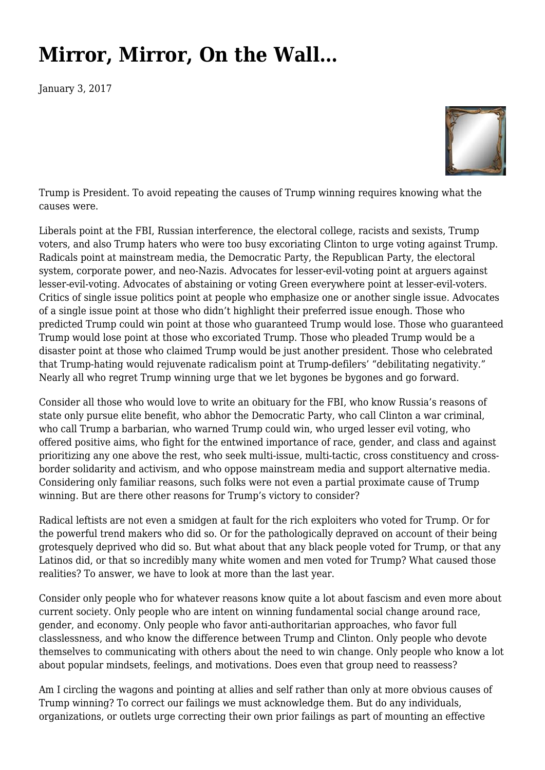# Mirror, Mirror, On the Wall…

January 3, 2017

Trump is President. To avoid repeating the causes of Trump winning requires knowing what the causes were.

Liberals point at the FBI, Russian interference, the electoral college, racists and sexists, Trump voters, and also Trump haters who were too busy excoriating Clinton to urge voting against Trump. Radicals point at mainstream media, the Democratic Party, the Republican Party, the electoral system, corporate power, and neo-Nazis. Advocates for lesser-evil-voting point at arguers against lesser-evil-voting. Advocates of abstaining or voting Green everywhere point at lesser-evil-voters. Critics of single issue politics point at people who emphasize one or another single issue. Advocates of a single issue point at those who didn't highlight their preferred issue enough. Those who predicted Trump could win point at those who guaranteed Trump would lose. Those who guaranteed Trump would lose point at those who excoriated Trump. Those who pleaded Trump would be a disaster point at those who claimed Trump would be just another president. Those who celebrated that Trump-hating would rejuvenate radicalism point at Trump-defilers' "debilitating negativity." Nearly all who regret Trump winning urge that we let bygones be bygones and go forward.

Consider all those who would love to write an obituary for the FBI, who know Russia's reasons of state only pursue elite benefit, who abhor the Democratic Party, who call Clinton a war criminal, who call Trump a barbarian, who warned Trump could win, who urged lesser evil voting, who offered positive aims, who fight for the entwined importance of race, gender, and class and against prioritizing any one above the rest, who seek multi-issue, multi-tactic, cross constituency and cross-border solidarity and activism, and who oppose mainstream media and support alternative media. Considering only familiar reasons, such folks were not even a partial proximate cause of Trump winning. But are there other reasons for Trump's victory to consider?

Radical leftists are not even a smidgen at fault for the rich exploiters who voted for Trump. Or for the powerful trend makers who did so. Or for the pathologically depraved on account of their being grotesquely deprived who did so. But what about that any black people voted for Trump, or that any Latinos did, or that so incredibly many white women and men voted for Trump? What caused those realities? To answer, we have to look at more than the last year.

Consider only people who for whatever reasons know quite a lot about fascism and even more about current society. Only people who are intent on winning fundamental social change around race, gender, and economy. Only people who favor anti-authoritarian approaches, who favor full classlessness, and who know the difference between Trump and Clinton. Only people who devote themselves to communicating with others about the need to win change. Only people who know a lot about popular mindsets, feelings, and motivations. Does even that group need to reassess?

Am I circling the wagons and pointing at allies and self rather than only at more obvious causes of Trump winning? To correct our failings we must acknowledge them. But do any individuals, organizations, or outlets urge correcting their own prior failings as part of mounting an effective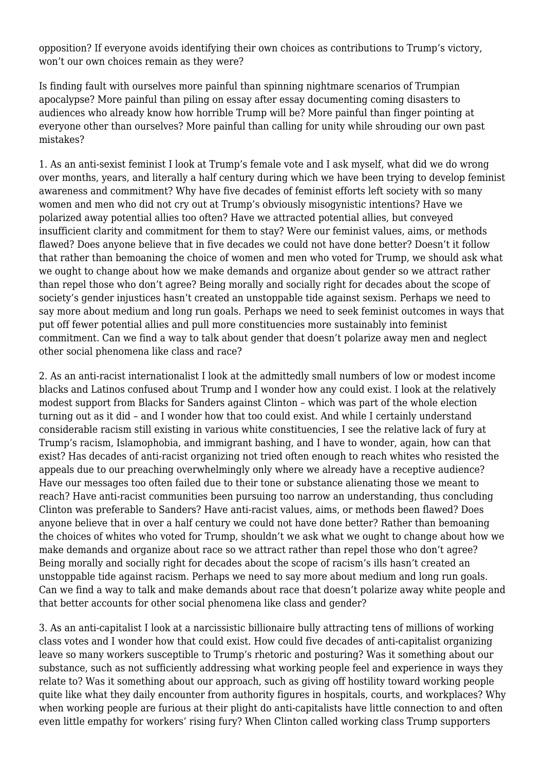opposition? If everyone avoids identifying their own choices as contributions to Trump's victory, won't our own choices remain as they were?

Is finding fault with ourselves more painful than spinning nightmare scenarios of Trumpian apocalypse? More painful than piling on essay after essay documenting coming disasters to audiences who already know how horrible Trump will be? More painful than finger pointing at everyone other than ourselves? More painful than calling for unity while shrouding our own past mistakes?

1. As an anti-sexist feminist I look at Trump's female vote and I ask myself, what did we do wrong over months, years, and literally a half century during which we have been trying to develop feminist awareness and commitment? Why have five decades of feminist efforts left society with so many women and men who did not cry out at Trump's obviously misogynistic intentions? Have we polarized away potential allies too often? Have we attracted potential allies, but conveyed insufficient clarity and commitment for them to stay? Were our feminist values, aims, or methods flawed? Does anyone believe that in five decades we could not have done better? Doesn't it follow that rather than bemoaning the choice of women and men who voted for Trump, we should ask what we ought to change about how we make demands and organize about gender so we attract rather than repel those who don't agree? Being morally and socially right for decades about the scope of society's gender injustices hasn't created an unstoppable tide against sexism. Perhaps we need to say more about medium and long run goals. Perhaps we need to seek feminist outcomes in ways that put off fewer potential allies and pull more constituencies more sustainably into feminist commitment. Can we find a way to talk about gender that doesn't polarize away men and neglect other social phenomena like class and race?

2. As an anti-racist internationalist I look at the admittedly small numbers of low or modest income blacks and Latinos confused about Trump and I wonder how any could exist. I look at the relatively modest support from Blacks for Sanders against Clinton – which was part of the whole election turning out as it did – and I wonder how that too could exist. And while I certainly understand considerable racism still existing in various white constituencies, I see the relative lack of fury at Trump's racism, Islamophobia, and immigrant bashing, and I have to wonder, again, how can that exist? Has decades of anti-racist organizing not tried often enough to reach whites who resisted the appeals due to our preaching overwhelmingly only where we already have a receptive audience? Have our messages too often failed due to their tone or substance alienating those we meant to reach? Have anti-racist communities been pursuing too narrow an understanding, thus concluding Clinton was preferable to Sanders? Have anti-racist values, aims, or methods been flawed? Does anyone believe that in over a half century we could not have done better? Rather than bemoaning the choices of whites who voted for Trump, shouldn't we ask what we ought to change about how we make demands and organize about race so we attract rather than repel those who don't agree? Being morally and socially right for decades about the scope of racism's ills hasn't created an unstoppable tide against racism. Perhaps we need to say more about medium and long run goals. Can we find a way to talk and make demands about race that doesn't polarize away white people and that better accounts for other social phenomena like class and gender?

3. As an anti-capitalist I look at a narcissistic billionaire bully attracting tens of millions of working class votes and I wonder how that could exist. How could five decades of anti-capitalist organizing leave so many workers susceptible to Trump's rhetoric and posturing? Was it something about our substance, such as not sufficiently addressing what working people feel and experience in ways they relate to? Was it something about our approach, such as giving off hostility toward working people quite like what they daily encounter from authority figures in hospitals, courts, and workplaces? Why when working people are furious at their plight do anti-capitalists have little connection to and often even little empathy for workers' rising fury? When Clinton called working class Trump supporters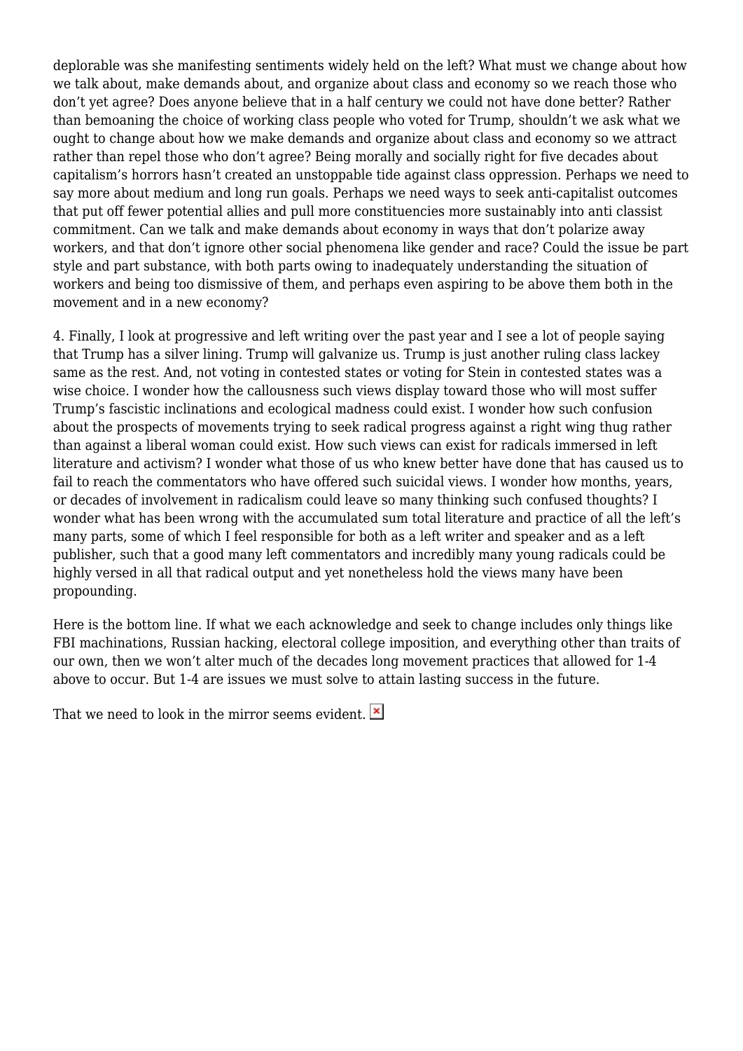deplorable was she manifesting sentiments widely held on the left? What must we change about how we talk about, make demands about, and organize about class and economy so we reach those who don't yet agree? Does anyone believe that in a half century we could not have done better? Rather than bemoaning the choice of working class people who voted for Trump, shouldn't we ask what we ought to change about how we make demands and organize about class and economy so we attract rather than repel those who don't agree? Being morally and socially right for five decades about capitalism's horrors hasn't created an unstoppable tide against class oppression. Perhaps we need to say more about medium and long run goals. Perhaps we need ways to seek anti-capitalist outcomes that put off fewer potential allies and pull more constituencies more sustainably into anti classist commitment. Can we talk and make demands about economy in ways that don't polarize away workers, and that don't ignore other social phenomena like gender and race? Could the issue be part style and part substance, with both parts owing to inadequately understanding the situation of workers and being too dismissive of them, and perhaps even aspiring to be above them both in the movement and in a new economy?

4. Finally, I look at progressive and left writing over the past year and I see a lot of people saying that Trump has a silver lining. Trump will galvanize us. Trump is just another ruling class lackey same as the rest. And, not voting in contested states or voting for Stein in contested states was a wise choice. I wonder how the callousness such views display toward those who will most suffer Trump's fascistic inclinations and ecological madness could exist. I wonder how such confusion about the prospects of movements trying to seek radical progress against a right wing thug rather than against a liberal woman could exist. How such views can exist for radicals immersed in left literature and activism? I wonder what those of us who knew better have done that has caused us to fail to reach the commentators who have offered such suicidal views. I wonder how months, years, or decades of involvement in radicalism could leave so many thinking such confused thoughts? I wonder what has been wrong with the accumulated sum total literature and practice of all the left's many parts, some of which I feel responsible for both as a left writer and speaker and as a left publisher, such that a good many left commentators and incredibly many young radicals could be highly versed in all that radical output and yet nonetheless hold the views many have been propounding.

Here is the bottom line. If what we each acknowledge and seek to change includes only things like FBI machinations, Russian hacking, electoral college imposition, and everything other than traits of our own, then we won't alter much of the decades long movement practices that allowed for 1-4 above to occur. But 1-4 are issues we must solve to attain lasting success in the future.

That we need to look in the mirror seems evident.